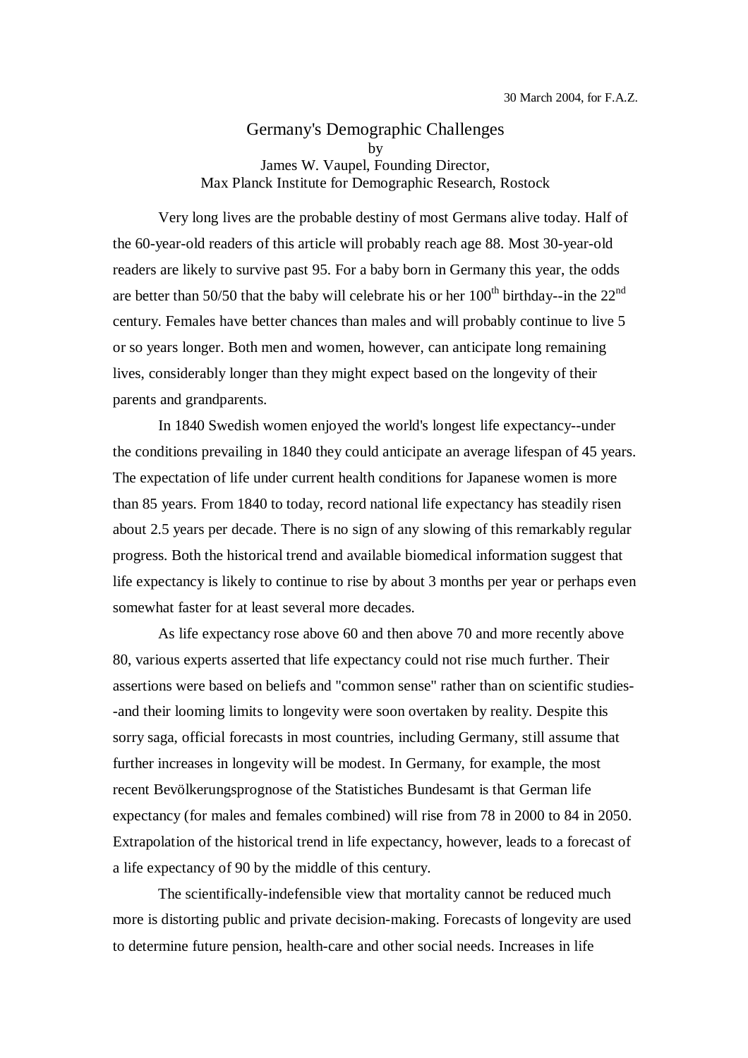30 March 2004, for F.A.Z.

# Germany's Demographic Challenges

by

James W. Vaupel, Founding Director,
Max Planck Institute for Demographic Research, Rostock

Very long lives are the probable destiny of most Germans alive today. Half of the 60-year-old readers of this article will probably reach age 88. Most 30-year-old readers are likely to survive past 95. For a baby born in Germany this year, the odds are better than 50/50 that the baby will celebrate his or her 100th birthday--in the 22nd century. Females have better chances than males and will probably continue to live 5 or so years longer. Both men and women, however, can anticipate long remaining lives, considerably longer than they might expect based on the longevity of their parents and grandparents.

In 1840 Swedish women enjoyed the world's longest life expectancy--under the conditions prevailing in 1840 they could anticipate an average lifespan of 45 years. The expectation of life under current health conditions for Japanese women is more than 85 years. From 1840 to today, record national life expectancy has steadily risen about 2.5 years per decade. There is no sign of any slowing of this remarkably regular progress. Both the historical trend and available biomedical information suggest that life expectancy is likely to continue to rise by about 3 months per year or perhaps even somewhat faster for at least several more decades.

As life expectancy rose above 60 and then above 70 and more recently above 80, various experts asserted that life expectancy could not rise much further. Their assertions were based on beliefs and "common sense" rather than on scientific studies--and their looming limits to longevity were soon overtaken by reality. Despite this sorry saga, official forecasts in most countries, including Germany, still assume that further increases in longevity will be modest. In Germany, for example, the most recent Bevölkerungsprognose of the Statistiches Bundesamt is that German life expectancy (for males and females combined) will rise from 78 in 2000 to 84 in 2050. Extrapolation of the historical trend in life expectancy, however, leads to a forecast of a life expectancy of 90 by the middle of this century.

The scientifically-indefensible view that mortality cannot be reduced much more is distorting public and private decision-making. Forecasts of longevity are used to determine future pension, health-care and other social needs. Increases in life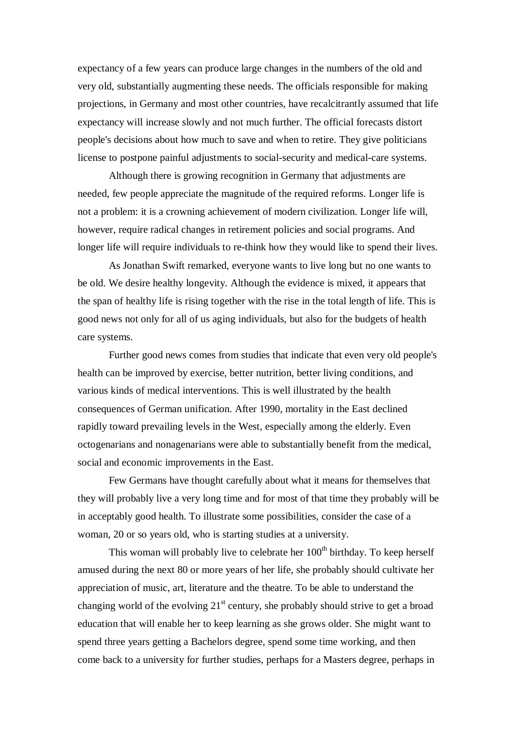expectancy of a few years can produce large changes in the numbers of the old and very old, substantially augmenting these needs. The officials responsible for making projections, in Germany and most other countries, have recalcitrantly assumed that life expectancy will increase slowly and not much further. The official forecasts distort people's decisions about how much to save and when to retire. They give politicians license to postpone painful adjustments to social-security and medical-care systems.

Although there is growing recognition in Germany that adjustments are needed, few people appreciate the magnitude of the required reforms. Longer life is not a problem: it is a crowning achievement of modern civilization. Longer life will, however, require radical changes in retirement policies and social programs. And longer life will require individuals to re-think how they would like to spend their lives.

As Jonathan Swift remarked, everyone wants to live long but no one wants to be old. We desire healthy longevity. Although the evidence is mixed, it appears that the span of healthy life is rising together with the rise in the total length of life. This is good news not only for all of us aging individuals, but also for the budgets of health care systems.

Further good news comes from studies that indicate that even very old people's health can be improved by exercise, better nutrition, better living conditions, and various kinds of medical interventions. This is well illustrated by the health consequences of German unification. After 1990, mortality in the East declined rapidly toward prevailing levels in the West, especially among the elderly. Even octogenarians and nonagenarians were able to substantially benefit from the medical, social and economic improvements in the East.

Few Germans have thought carefully about what it means for themselves that they will probably live a very long time and for most of that time they probably will be in acceptably good health. To illustrate some possibilities, consider the case of a woman, 20 or so years old, who is starting studies at a university.

This woman will probably live to celebrate her 100th birthday. To keep herself amused during the next 80 or more years of her life, she probably should cultivate her appreciation of music, art, literature and the theatre. To be able to understand the changing world of the evolving 21st century, she probably should strive to get a broad education that will enable her to keep learning as she grows older. She might want to spend three years getting a Bachelors degree, spend some time working, and then come back to a university for further studies, perhaps for a Masters degree, perhaps in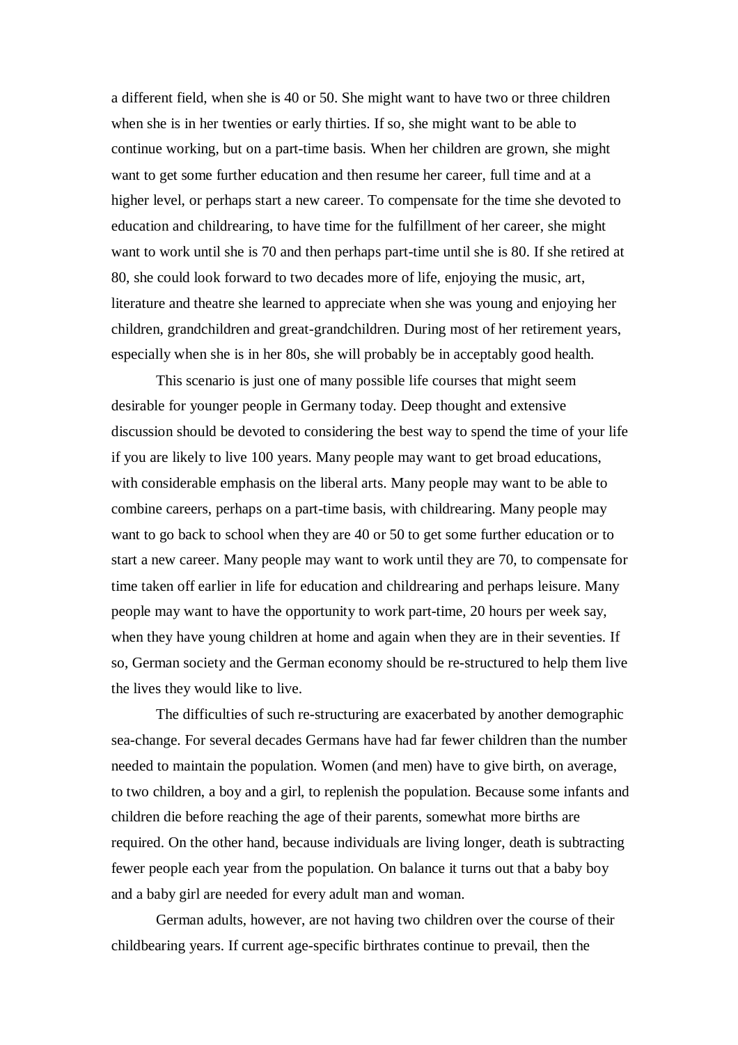a different field, when she is 40 or 50. She might want to have two or three children when she is in her twenties or early thirties. If so, she might want to be able to continue working, but on a part-time basis. When her children are grown, she might want to get some further education and then resume her career, full time and at a higher level, or perhaps start a new career. To compensate for the time she devoted to education and childrearing, to have time for the fulfillment of her career, she might want to work until she is 70 and then perhaps part-time until she is 80. If she retired at 80, she could look forward to two decades more of life, enjoying the music, art, literature and theatre she learned to appreciate when she was young and enjoying her children, grandchildren and great-grandchildren. During most of her retirement years, especially when she is in her 80s, she will probably be in acceptably good health.

This scenario is just one of many possible life courses that might seem desirable for younger people in Germany today. Deep thought and extensive discussion should be devoted to considering the best way to spend the time of your life if you are likely to live 100 years. Many people may want to get broad educations, with considerable emphasis on the liberal arts. Many people may want to be able to combine careers, perhaps on a part-time basis, with childrearing. Many people may want to go back to school when they are 40 or 50 to get some further education or to start a new career. Many people may want to work until they are 70, to compensate for time taken off earlier in life for education and childrearing and perhaps leisure. Many people may want to have the opportunity to work part-time, 20 hours per week say, when they have young children at home and again when they are in their seventies. If so, German society and the German economy should be re-structured to help them live the lives they would like to live.

The difficulties of such re-structuring are exacerbated by another demographic sea-change. For several decades Germans have had far fewer children than the number needed to maintain the population. Women (and men) have to give birth, on average, to two children, a boy and a girl, to replenish the population. Because some infants and children die before reaching the age of their parents, somewhat more births are required. On the other hand, because individuals are living longer, death is subtracting fewer people each year from the population. On balance it turns out that a baby boy and a baby girl are needed for every adult man and woman.

German adults, however, are not having two children over the course of their childbearing years. If current age-specific birthrates continue to prevail, then the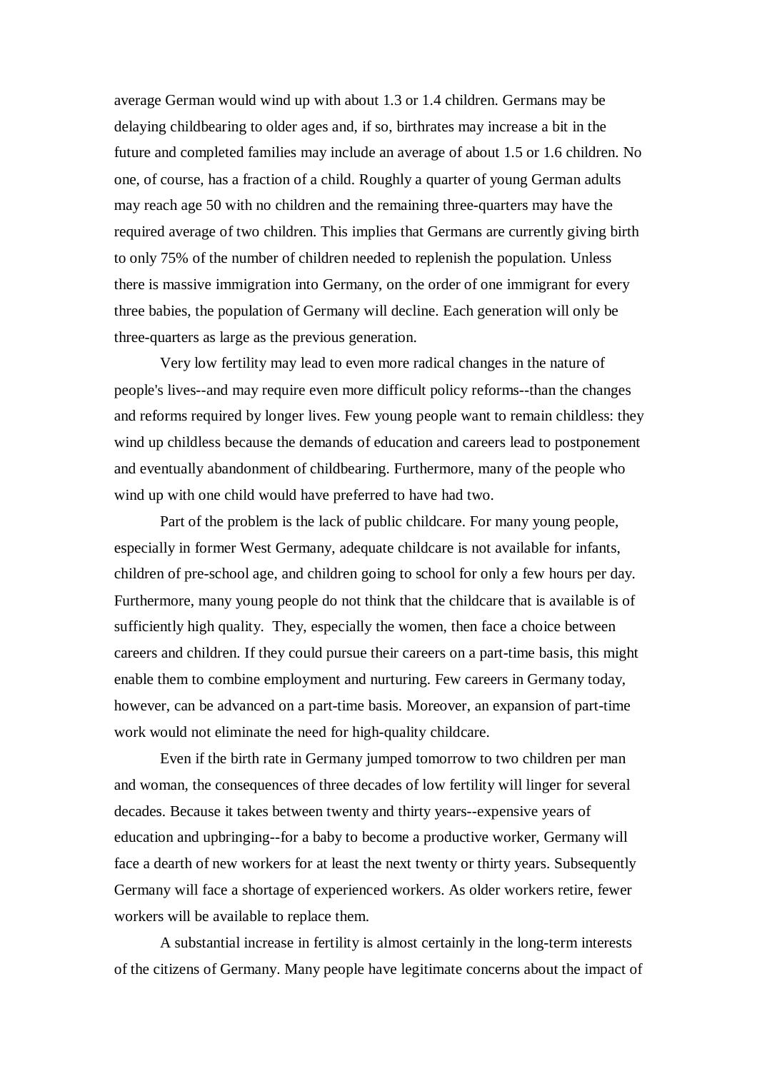average German would wind up with about 1.3 or 1.4 children. Germans may be delaying childbearing to older ages and, if so, birthrates may increase a bit in the future and completed families may include an average of about 1.5 or 1.6 children. No one, of course, has a fraction of a child. Roughly a quarter of young German adults may reach age 50 with no children and the remaining three-quarters may have the required average of two children. This implies that Germans are currently giving birth to only 75% of the number of children needed to replenish the population. Unless there is massive immigration into Germany, on the order of one immigrant for every three babies, the population of Germany will decline. Each generation will only be three-quarters as large as the previous generation.

Very low fertility may lead to even more radical changes in the nature of people's lives--and may require even more difficult policy reforms--than the changes and reforms required by longer lives. Few young people want to remain childless: they wind up childless because the demands of education and careers lead to postponement and eventually abandonment of childbearing. Furthermore, many of the people who wind up with one child would have preferred to have had two.

Part of the problem is the lack of public childcare. For many young people, especially in former West Germany, adequate childcare is not available for infants, children of pre-school age, and children going to school for only a few hours per day. Furthermore, many young people do not think that the childcare that is available is of sufficiently high quality. They, especially the women, then face a choice between careers and children. If they could pursue their careers on a part-time basis, this might enable them to combine employment and nurturing. Few careers in Germany today, however, can be advanced on a part-time basis. Moreover, an expansion of part-time work would not eliminate the need for high-quality childcare.

Even if the birth rate in Germany jumped tomorrow to two children per man and woman, the consequences of three decades of low fertility will linger for several decades. Because it takes between twenty and thirty years--expensive years of education and upbringing--for a baby to become a productive worker, Germany will face a dearth of new workers for at least the next twenty or thirty years. Subsequently Germany will face a shortage of experienced workers. As older workers retire, fewer workers will be available to replace them.

A substantial increase in fertility is almost certainly in the long-term interests of the citizens of Germany. Many people have legitimate concerns about the impact of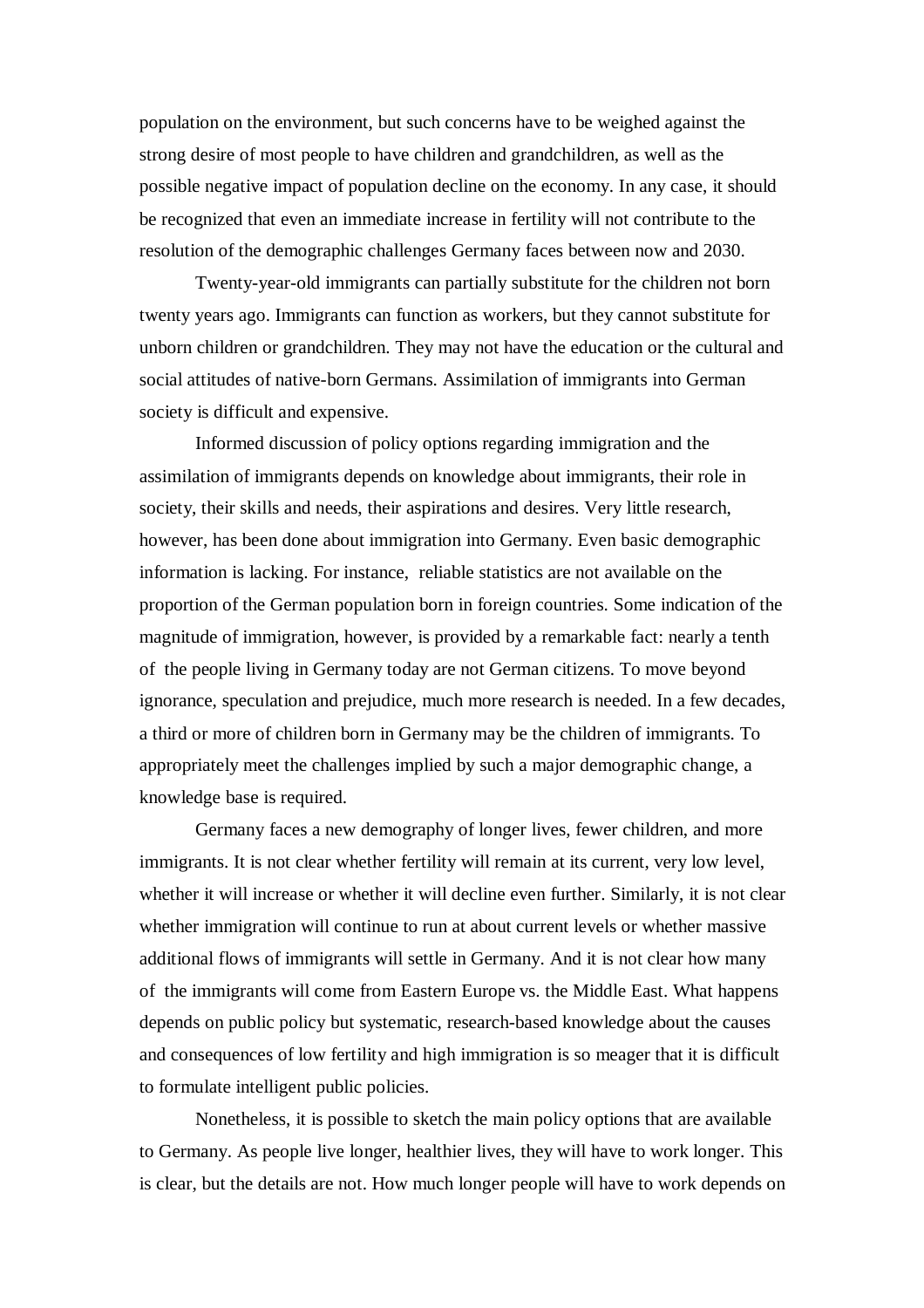population on the environment, but such concerns have to be weighed against the strong desire of most people to have children and grandchildren, as well as the possible negative impact of population decline on the economy. In any case, it should be recognized that even an immediate increase in fertility will not contribute to the resolution of the demographic challenges Germany faces between now and 2030.

Twenty-year-old immigrants can partially substitute for the children not born twenty years ago. Immigrants can function as workers, but they cannot substitute for unborn children or grandchildren. They may not have the education or the cultural and social attitudes of native-born Germans. Assimilation of immigrants into German society is difficult and expensive.

Informed discussion of policy options regarding immigration and the assimilation of immigrants depends on knowledge about immigrants, their role in society, their skills and needs, their aspirations and desires. Very little research, however, has been done about immigration into Germany. Even basic demographic information is lacking. For instance, reliable statistics are not available on the proportion of the German population born in foreign countries. Some indication of the magnitude of immigration, however, is provided by a remarkable fact: nearly a tenth of the people living in Germany today are not German citizens. To move beyond ignorance, speculation and prejudice, much more research is needed. In a few decades, a third or more of children born in Germany may be the children of immigrants. To appropriately meet the challenges implied by such a major demographic change, a knowledge base is required.

Germany faces a new demography of longer lives, fewer children, and more immigrants. It is not clear whether fertility will remain at its current, very low level, whether it will increase or whether it will decline even further. Similarly, it is not clear whether immigration will continue to run at about current levels or whether massive additional flows of immigrants will settle in Germany. And it is not clear how many of the immigrants will come from Eastern Europe vs. the Middle East. What happens depends on public policy but systematic, research-based knowledge about the causes and consequences of low fertility and high immigration is so meager that it is difficult to formulate intelligent public policies.

Nonetheless, it is possible to sketch the main policy options that are available to Germany. As people live longer, healthier lives, they will have to work longer. This is clear, but the details are not. How much longer people will have to work depends on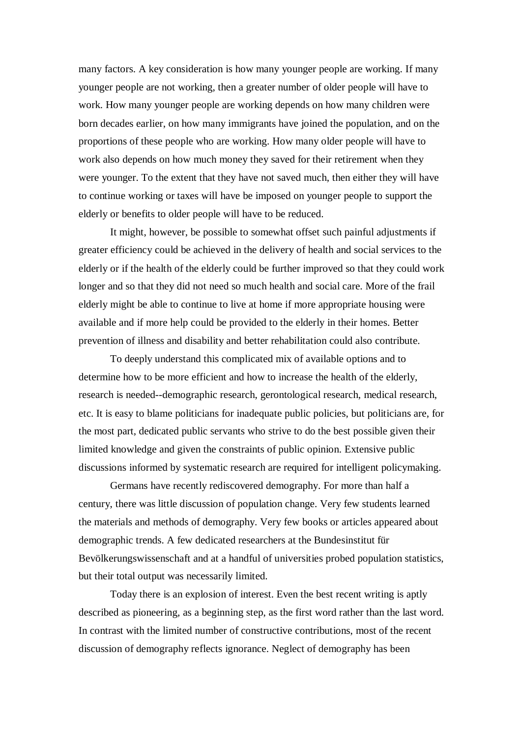many factors. A key consideration is how many younger people are working. If many younger people are not working, then a greater number of older people will have to work. How many younger people are working depends on how many children were born decades earlier, on how many immigrants have joined the population, and on the proportions of these people who are working. How many older people will have to work also depends on how much money they saved for their retirement when they were younger. To the extent that they have not saved much, then either they will have to continue working or taxes will have be imposed on younger people to support the elderly or benefits to older people will have to be reduced.

It might, however, be possible to somewhat offset such painful adjustments if greater efficiency could be achieved in the delivery of health and social services to the elderly or if the health of the elderly could be further improved so that they could work longer and so that they did not need so much health and social care. More of the frail elderly might be able to continue to live at home if more appropriate housing were available and if more help could be provided to the elderly in their homes. Better prevention of illness and disability and better rehabilitation could also contribute.

To deeply understand this complicated mix of available options and to determine how to be more efficient and how to increase the health of the elderly, research is needed--demographic research, gerontological research, medical research, etc. It is easy to blame politicians for inadequate public policies, but politicians are, for the most part, dedicated public servants who strive to do the best possible given their limited knowledge and given the constraints of public opinion. Extensive public discussions informed by systematic research are required for intelligent policymaking.

Germans have recently rediscovered demography. For more than half a century, there was little discussion of population change. Very few students learned the materials and methods of demography. Very few books or articles appeared about demographic trends. A few dedicated researchers at the Bundesinstitut für Bevölkerungswissenschaft and at a handful of universities probed population statistics, but their total output was necessarily limited.

Today there is an explosion of interest. Even the best recent writing is aptly described as pioneering, as a beginning step, as the first word rather than the last word. In contrast with the limited number of constructive contributions, most of the recent discussion of demography reflects ignorance. Neglect of demography has been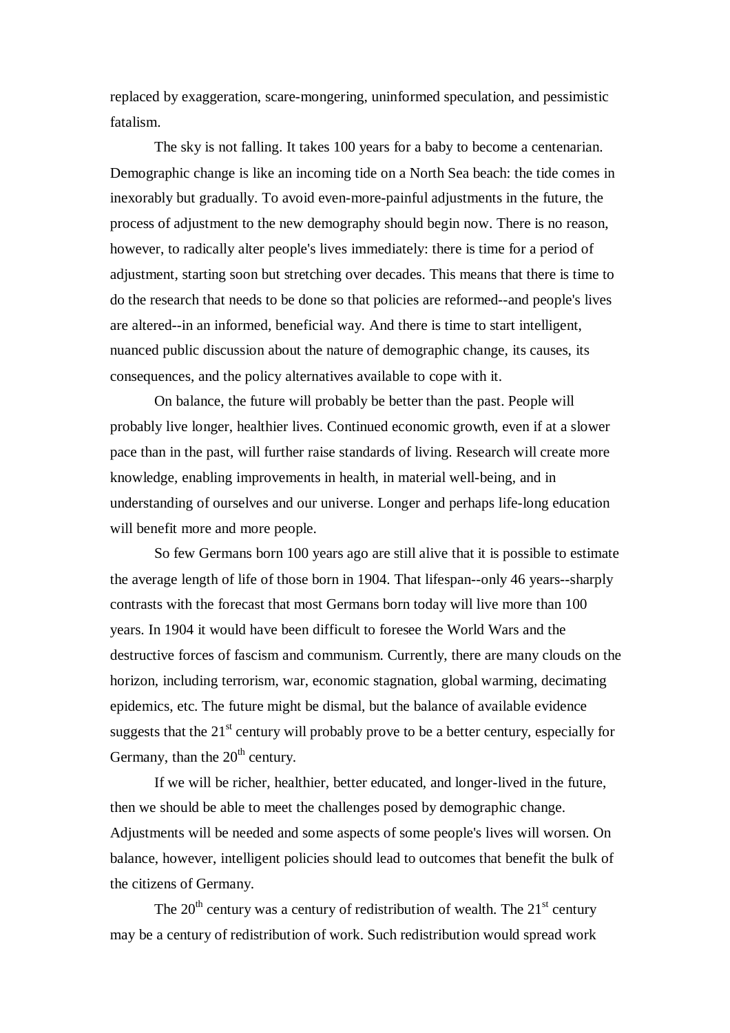replaced by exaggeration, scare-mongering, uninformed speculation, and pessimistic fatalism.

The sky is not falling. It takes 100 years for a baby to become a centenarian. Demographic change is like an incoming tide on a North Sea beach: the tide comes in inexorably but gradually. To avoid even-more-painful adjustments in the future, the process of adjustment to the new demography should begin now. There is no reason, however, to radically alter people's lives immediately: there is time for a period of adjustment, starting soon but stretching over decades. This means that there is time to do the research that needs to be done so that policies are reformed--and people's lives are altered--in an informed, beneficial way. And there is time to start intelligent, nuanced public discussion about the nature of demographic change, its causes, its consequences, and the policy alternatives available to cope with it.

On balance, the future will probably be better than the past. People will probably live longer, healthier lives. Continued economic growth, even if at a slower pace than in the past, will further raise standards of living. Research will create more knowledge, enabling improvements in health, in material well-being, and in understanding of ourselves and our universe. Longer and perhaps life-long education will benefit more and more people.

So few Germans born 100 years ago are still alive that it is possible to estimate the average length of life of those born in 1904. That lifespan--only 46 years--sharply contrasts with the forecast that most Germans born today will live more than 100 years. In 1904 it would have been difficult to foresee the World Wars and the destructive forces of fascism and communism. Currently, there are many clouds on the horizon, including terrorism, war, economic stagnation, global warming, decimating epidemics, etc. The future might be dismal, but the balance of available evidence suggests that the 21st century will probably prove to be a better century, especially for Germany, than the 20th century.

If we will be richer, healthier, better educated, and longer-lived in the future, then we should be able to meet the challenges posed by demographic change. Adjustments will be needed and some aspects of some people's lives will worsen. On balance, however, intelligent policies should lead to outcomes that benefit the bulk of the citizens of Germany.

The 20th century was a century of redistribution of wealth. The 21st century may be a century of redistribution of work. Such redistribution would spread work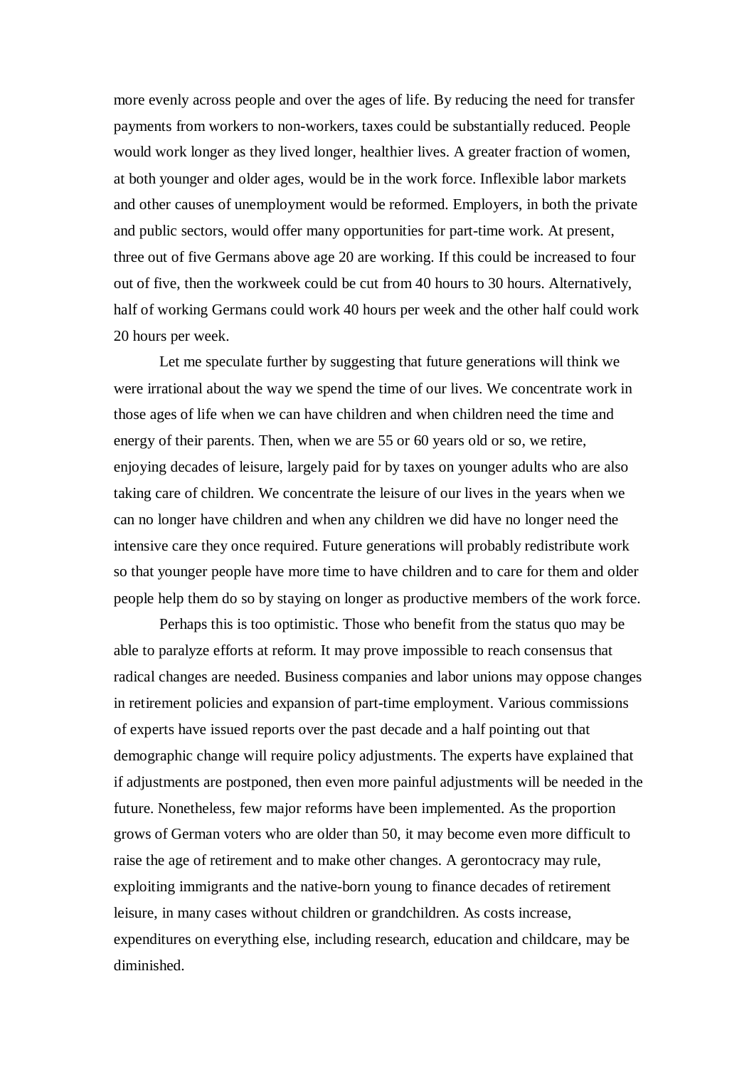more evenly across people and over the ages of life. By reducing the need for transfer payments from workers to non-workers, taxes could be substantially reduced. People would work longer as they lived longer, healthier lives. A greater fraction of women, at both younger and older ages, would be in the work force. Inflexible labor markets and other causes of unemployment would be reformed. Employers, in both the private and public sectors, would offer many opportunities for part-time work. At present, three out of five Germans above age 20 are working. If this could be increased to four out of five, then the workweek could be cut from 40 hours to 30 hours. Alternatively, half of working Germans could work 40 hours per week and the other half could work 20 hours per week.

Let me speculate further by suggesting that future generations will think we were irrational about the way we spend the time of our lives. We concentrate work in those ages of life when we can have children and when children need the time and energy of their parents. Then, when we are 55 or 60 years old or so, we retire, enjoying decades of leisure, largely paid for by taxes on younger adults who are also taking care of children. We concentrate the leisure of our lives in the years when we can no longer have children and when any children we did have no longer need the intensive care they once required. Future generations will probably redistribute work so that younger people have more time to have children and to care for them and older people help them do so by staying on longer as productive members of the work force.

Perhaps this is too optimistic. Those who benefit from the status quo may be able to paralyze efforts at reform. It may prove impossible to reach consensus that radical changes are needed. Business companies and labor unions may oppose changes in retirement policies and expansion of part-time employment. Various commissions of experts have issued reports over the past decade and a half pointing out that demographic change will require policy adjustments. The experts have explained that if adjustments are postponed, then even more painful adjustments will be needed in the future. Nonetheless, few major reforms have been implemented. As the proportion grows of German voters who are older than 50, it may become even more difficult to raise the age of retirement and to make other changes. A gerontocracy may rule, exploiting immigrants and the native-born young to finance decades of retirement leisure, in many cases without children or grandchildren. As costs increase, expenditures on everything else, including research, education and childcare, may be diminished.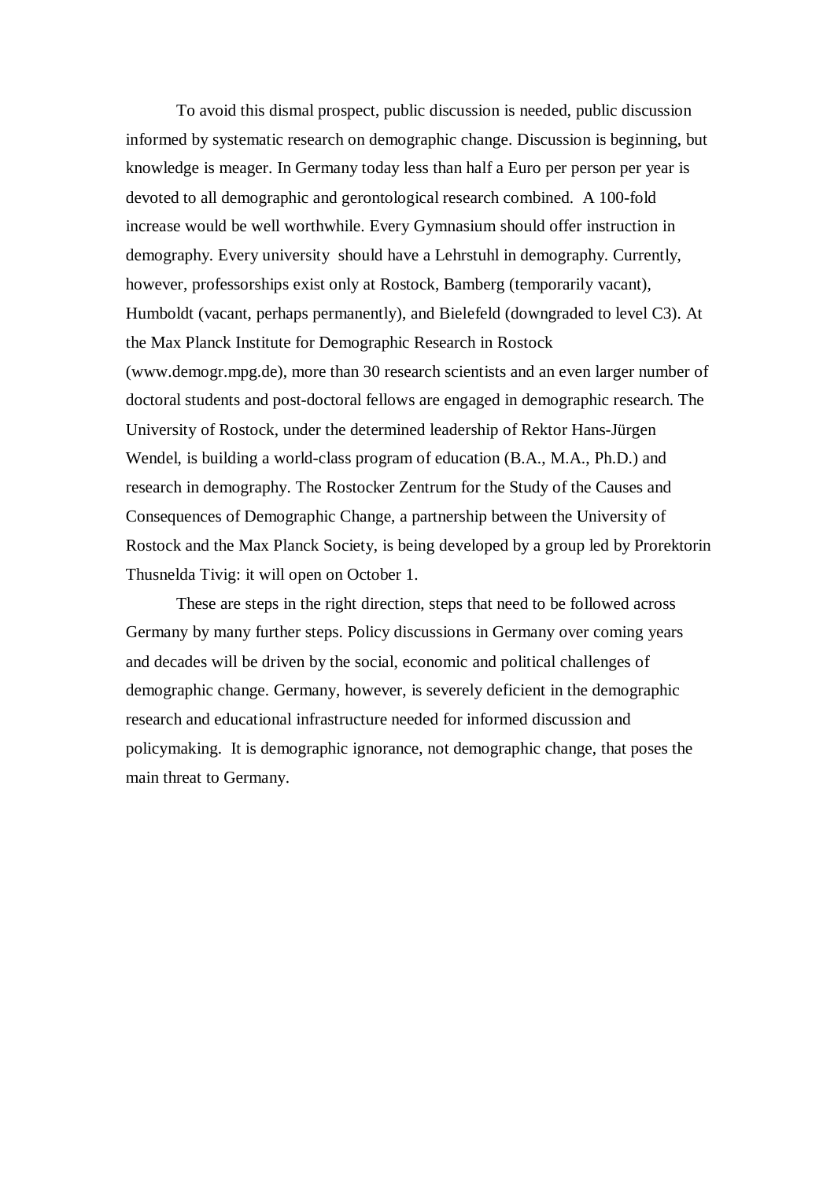To avoid this dismal prospect, public discussion is needed, public discussion informed by systematic research on demographic change. Discussion is beginning, but knowledge is meager. In Germany today less than half a Euro per person per year is devoted to all demographic and gerontological research combined. A 100-fold increase would be well worthwhile. Every Gymnasium should offer instruction in demography. Every university should have a Lehrstuhl in demography. Currently, however, professorships exist only at Rostock, Bamberg (temporarily vacant), Humboldt (vacant, perhaps permanently), and Bielefeld (downgraded to level C3). At the Max Planck Institute for Demographic Research in Rostock (www.demogr.mpg.de), more than 30 research scientists and an even larger number of doctoral students and post-doctoral fellows are engaged in demographic research. The University of Rostock, under the determined leadership of Rektor Hans-Jürgen Wendel, is building a world-class program of education (B.A., M.A., Ph.D.) and research in demography. The Rostocker Zentrum for the Study of the Causes and Consequences of Demographic Change, a partnership between the University of Rostock and the Max Planck Society, is being developed by a group led by Prorektorin Thusnelda Tivig: it will open on October 1.

These are steps in the right direction, steps that need to be followed across Germany by many further steps. Policy discussions in Germany over coming years and decades will be driven by the social, economic and political challenges of demographic change. Germany, however, is severely deficient in the demographic research and educational infrastructure needed for informed discussion and policymaking. It is demographic ignorance, not demographic change, that poses the main threat to Germany.